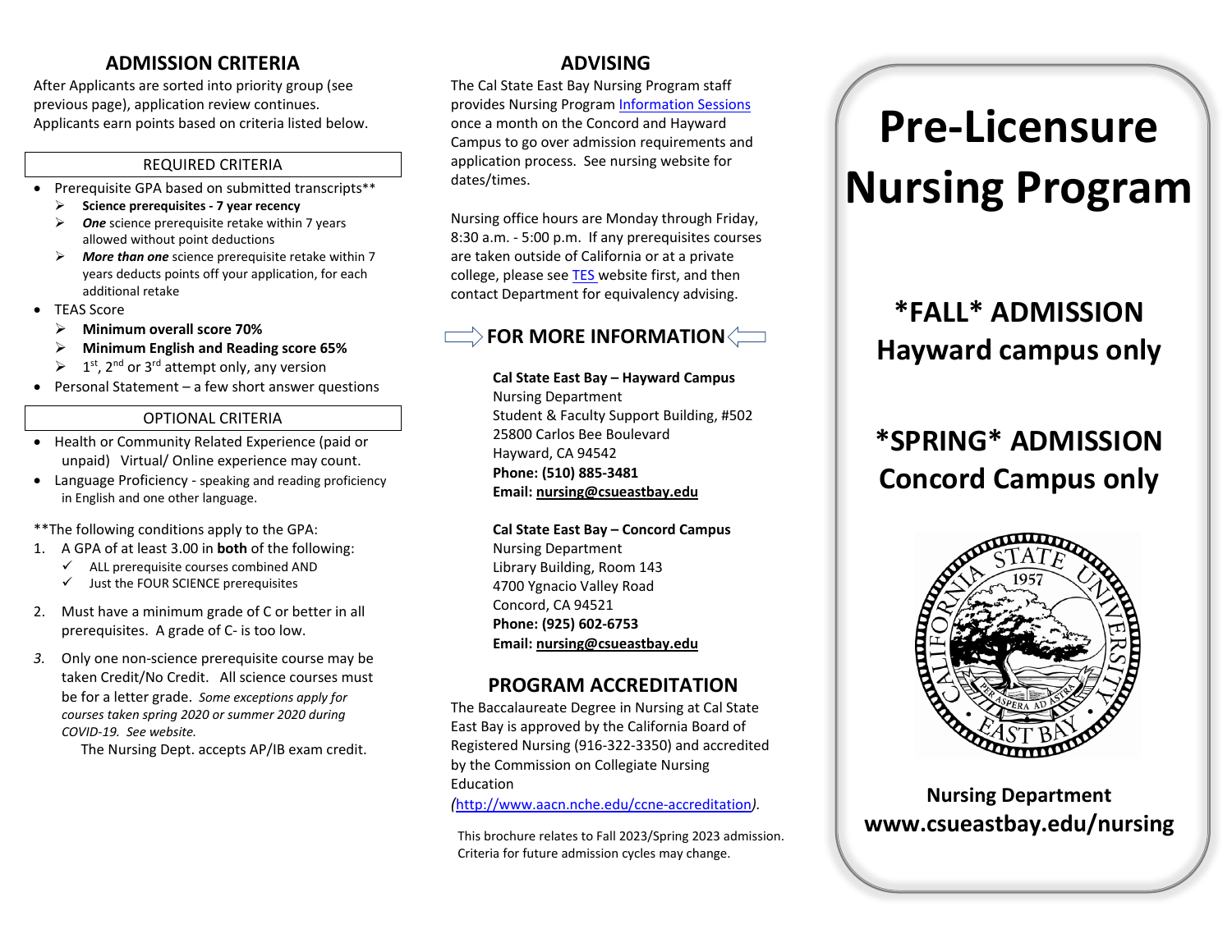## ADMISSION CRITERIA

After Applicants are sorted into priority group (see previous page), application review continues. Applicants earn points based on criteria listed below.

### REQUIRED CRITERIA

- Prerequisite GPA based on submitted transcripts**
  - **Science prerequisites - 7 year recency**
  - ***One*** science prerequisite retake within 7 years allowed without point deductions
  - ***More than one*** science prerequisite retake within 7 years deducts points off your application, for each additional retake
- TEAS Score
  - **Minimum overall score 70%**
  - **Minimum English and Reading score 65%**
  - 1st, 2nd or 3rd attempt only, any version
- Personal Statement – a few short answer questions

### OPTIONAL CRITERIA

- Health or Community Related Experience (paid or unpaid) Virtual/ Online experience may count.
- Language Proficiency - speaking and reading proficiency in English and one other language.

**The following conditions apply to the GPA:

1. A GPA of at least 3.00 in **both** of the following:
   - ✓ ALL prerequisite courses combined AND
   - ✓ Just the FOUR SCIENCE prerequisites
2. Must have a minimum grade of C or better in all prerequisites. A grade of C- is too low.
3. Only one non-science prerequisite course may be taken Credit/No Credit. All science courses must be for a letter grade. *Some exceptions apply for courses taken spring 2020 or summer 2020 during COVID-19. See website.*

   The Nursing Dept. accepts AP/IB exam credit.

## ADVISING

The Cal State East Bay Nursing Program staff provides Nursing Program Information Sessions once a month on the Concord and Hayward Campus to go over admission requirements and application process. See nursing website for dates/times.

Nursing office hours are Monday through Friday, 8:30 a.m. - 5:00 p.m. If any prerequisites courses are taken outside of California or at a private college, please see TES website first, and then contact Department for equivalency advising.

## FOR MORE INFORMATION

**Cal State East Bay – Hayward Campus**
Nursing Department
Student & Faculty Support Building, #502
25800 Carlos Bee Boulevard
Hayward, CA 94542
**Phone: (510) 885-3481**
**Email: nursing@csueastbay.edu**

**Cal State East Bay – Concord Campus**
Nursing Department
Library Building, Room 143
4700 Ygnacio Valley Road
Concord, CA 94521
**Phone: (925) 602-6753**
**Email: nursing@csueastbay.edu**

## PROGRAM ACCREDITATION

The Baccalaureate Degree in Nursing at Cal State East Bay is approved by the California Board of Registered Nursing (916-322-3350) and accredited by the Commission on Collegiate Nursing Education (http://www.aacn.nche.edu/ccne-accreditation).

This brochure relates to Fall 2023/Spring 2023 admission. Criteria for future admission cycles may change.

# Pre-Licensure Nursing Program

## *FALL* ADMISSION Hayward campus only

## *SPRING* ADMISSION Concord Campus only

**Nursing Department**
**www.csueastbay.edu/nursing**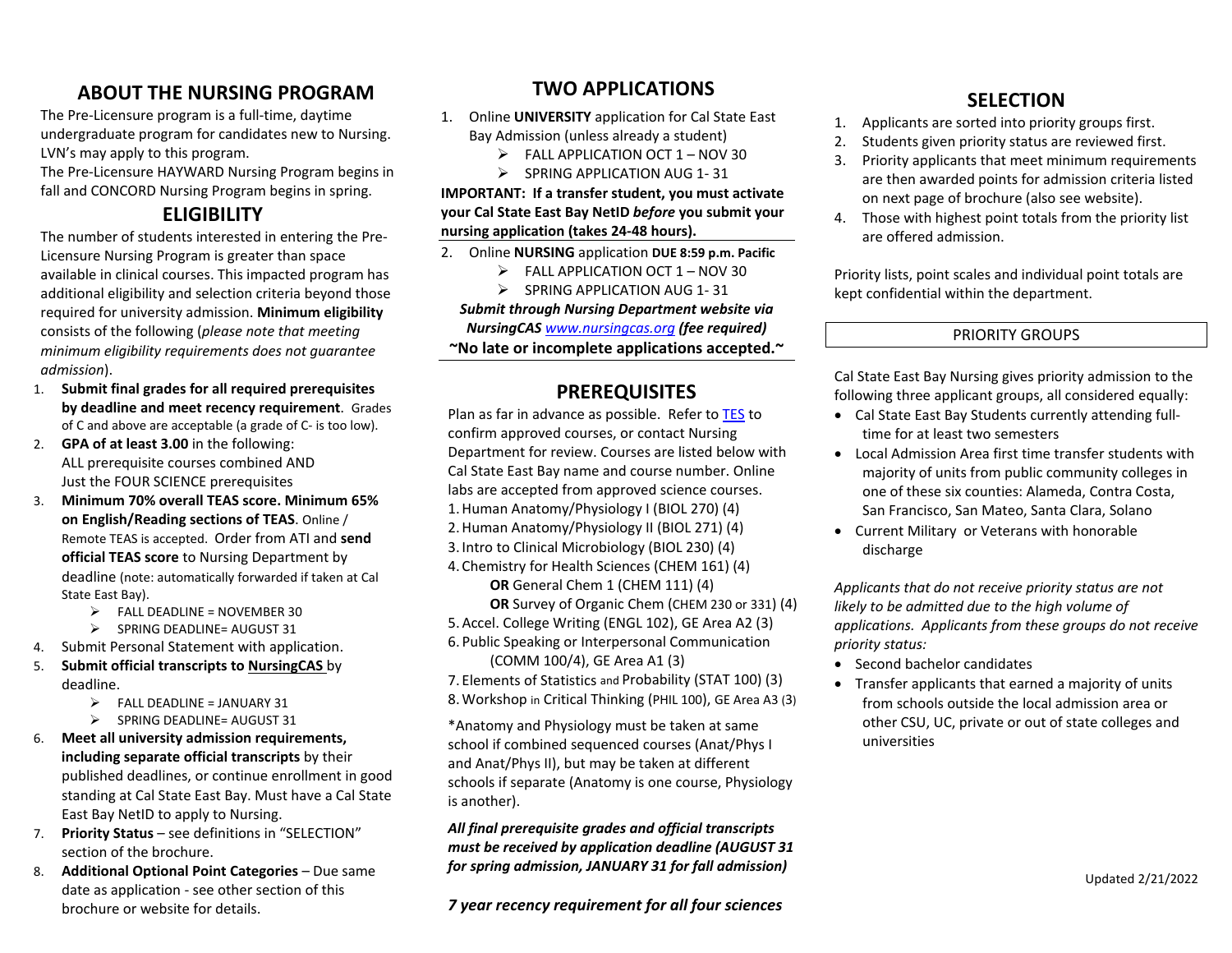## ABOUT THE NURSING PROGRAM

The Pre-Licensure program is a full-time, daytime undergraduate program for candidates new to Nursing. LVN's may apply to this program.

The Pre-Licensure HAYWARD Nursing Program begins in fall and CONCORD Nursing Program begins in spring.

## ELIGIBILITY

The number of students interested in entering the Pre-Licensure Nursing Program is greater than space available in clinical courses. This impacted program has additional eligibility and selection criteria beyond those required for university admission. **Minimum eligibility** consists of the following (*please note that meeting minimum eligibility requirements does not guarantee admission*).

1. **Submit final grades for all required prerequisites by deadline and meet recency requirement**. Grades of C and above are acceptable (a grade of C- is too low).
2. **GPA of at least 3.00** in the following:
   ALL prerequisite courses combined AND
   Just the FOUR SCIENCE prerequisites
3. **Minimum 70% overall TEAS score. Minimum 65% on English/Reading sections of TEAS**. Online / Remote TEAS is accepted. Order from ATI and **send official TEAS score** to Nursing Department by deadline (note: automatically forwarded if taken at Cal State East Bay).
   - FALL DEADLINE = NOVEMBER 30
   - SPRING DEADLINE= AUGUST 31
4. Submit Personal Statement with application.
5. **Submit official transcripts to NursingCAS** by deadline.
   - FALL DEADLINE = JANUARY 31
   - SPRING DEADLINE= AUGUST 31
6. **Meet all university admission requirements, including separate official transcripts** by their published deadlines, or continue enrollment in good standing at Cal State East Bay. Must have a Cal State East Bay NetID to apply to Nursing.
7. **Priority Status** – see definitions in "SELECTION" section of the brochure.
8. **Additional Optional Point Categories** – Due same date as application - see other section of this brochure or website for details.

## TWO APPLICATIONS

1. Online **UNIVERSITY** application for Cal State East Bay Admission (unless already a student)
   - FALL APPLICATION OCT 1 – NOV 30
   - SPRING APPLICATION AUG 1- 31

**IMPORTANT: If a transfer student, you must activate your Cal State East Bay NetID *before* you submit your nursing application (takes 24-48 hours).**

2. Online **NURSING** application **DUE 8:59 p.m. Pacific**
   - FALL APPLICATION OCT 1 – NOV 30
   - SPRING APPLICATION AUG 1- 31

***Submit through Nursing Department website via NursingCAS www.nursingcas.org (fee required)***

**~No late or incomplete applications accepted.~**

## PREREQUISITES

Plan as far in advance as possible. Refer to TES to confirm approved courses, or contact Nursing Department for review. Courses are listed below with Cal State East Bay name and course number. Online labs are accepted from approved science courses.

1. Human Anatomy/Physiology I (BIOL 270) (4)
2. Human Anatomy/Physiology II (BIOL 271) (4)
3. Intro to Clinical Microbiology (BIOL 230) (4)
4. Chemistry for Health Sciences (CHEM 161) (4)
   **OR** General Chem 1 (CHEM 111) (4)
   **OR** Survey of Organic Chem (CHEM 230 or 331) (4)
5. Accel. College Writing (ENGL 102), GE Area A2 (3)
6. Public Speaking or Interpersonal Communication (COMM 100/4), GE Area A1 (3)
7. Elements of Statistics and Probability (STAT 100) (3)
8. Workshop in Critical Thinking (PHIL 100), GE Area A3 (3)

*Anatomy and Physiology must be taken at same school if combined sequenced courses (Anat/Phys I and Anat/Phys II), but may be taken at different schools if separate (Anatomy is one course, Physiology is another).

***All final prerequisite grades and official transcripts must be received by application deadline (AUGUST 31 for spring admission, JANUARY 31 for fall admission)***

*7 year recency requirement for all four sciences*

## SELECTION

1. Applicants are sorted into priority groups first.
2. Students given priority status are reviewed first.
3. Priority applicants that meet minimum requirements are then awarded points for admission criteria listed on next page of brochure (also see website).
4. Those with highest point totals from the priority list are offered admission.

Priority lists, point scales and individual point totals are kept confidential within the department.

### PRIORITY GROUPS

Cal State East Bay Nursing gives priority admission to the following three applicant groups, all considered equally:

- Cal State East Bay Students currently attending full-time for at least two semesters
- Local Admission Area first time transfer students with majority of units from public community colleges in one of these six counties: Alameda, Contra Costa, San Francisco, San Mateo, Santa Clara, Solano
- Current Military or Veterans with honorable discharge

*Applicants that do not receive priority status are not likely to be admitted due to the high volume of applications. Applicants from these groups do not receive priority status:*

- Second bachelor candidates
- Transfer applicants that earned a majority of units from schools outside the local admission area or other CSU, UC, private or out of state colleges and universities

Updated 2/21/2022